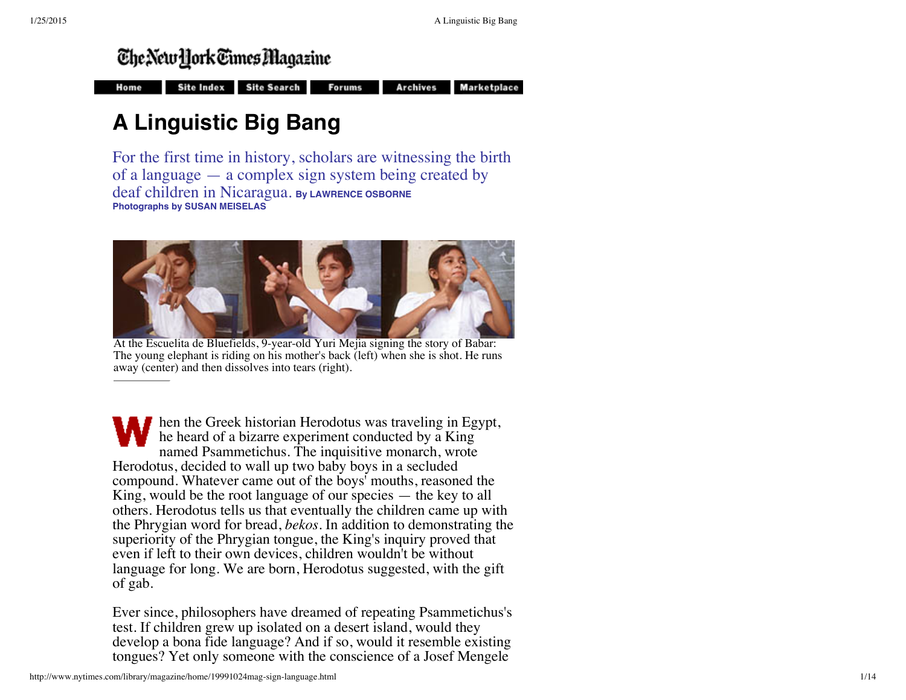# A Linguistic Big Bang

For the first time in history, scholars are witnessing the birth of a language — a complex sign system being created by deaf children in Nicaragua. **By LAWRENCE OSBORNE**
**Photographs by SUSAN MEISELAS**

At the Escuelita de Bluefields, 9-year-old Yuri Mejia signing the story of Babar: The young elephant is riding on his mother's back (left) when she is shot. He runs away (center) and then dissolves into tears (right).

When the Greek historian Herodotus was traveling in Egypt, he heard of a bizarre experiment conducted by a King named Psammetichus. The inquisitive monarch, wrote Herodotus, decided to wall up two baby boys in a secluded compound. Whatever came out of the boys' mouths, reasoned the King, would be the root language of our species — the key to all others. Herodotus tells us that eventually the children came up with the Phrygian word for bread, *bekos*. In addition to demonstrating the superiority of the Phrygian tongue, the King's inquiry proved that even if left to their own devices, children wouldn't be without language for long. We are born, Herodotus suggested, with the gift of gab.

Ever since, philosophers have dreamed of repeating Psammetichus's test. If children grew up isolated on a desert island, would they develop a bona fide language? And if so, would it resemble existing tongues? Yet only someone with the conscience of a Josef Mengele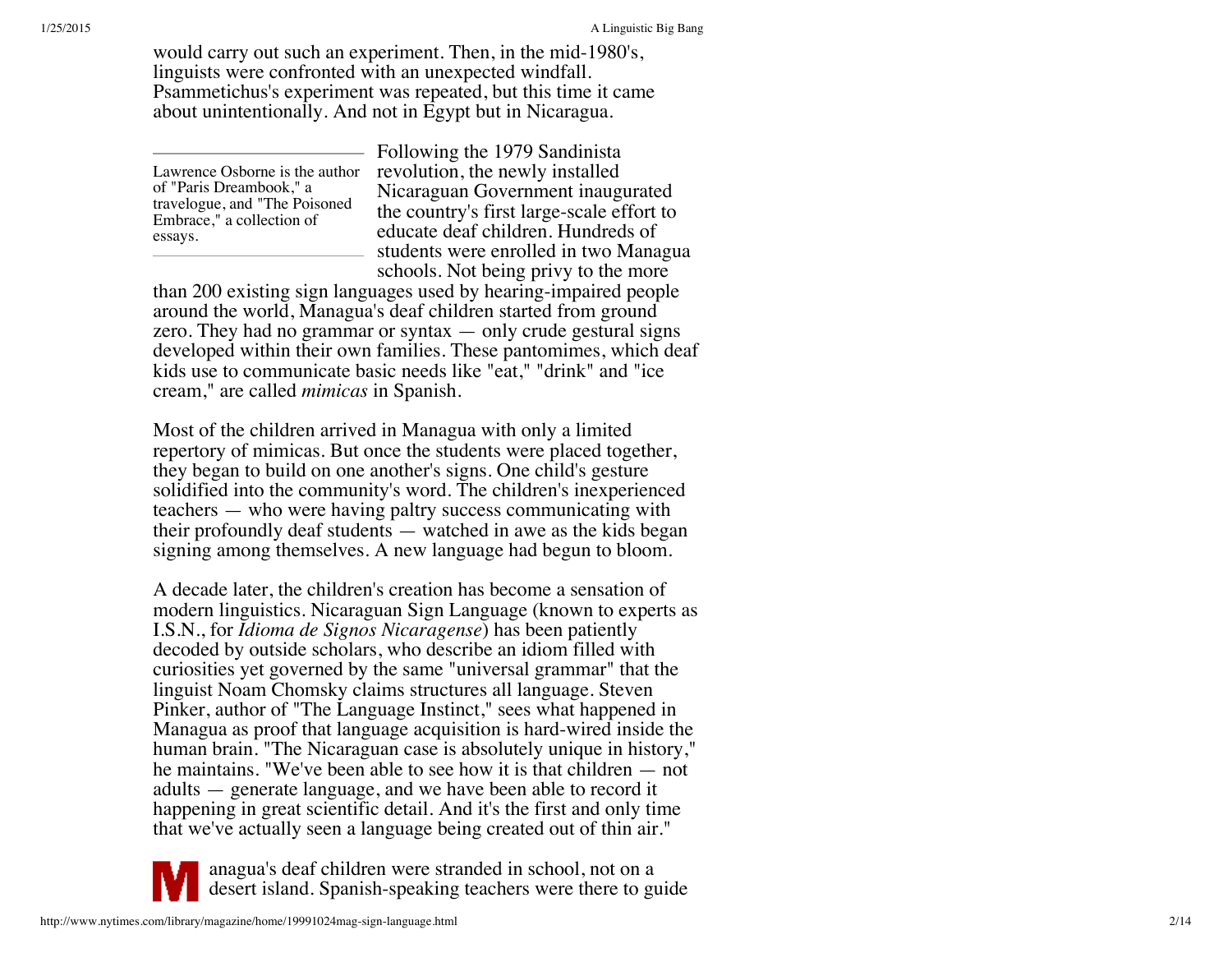would carry out such an experiment. Then, in the mid-1980's, linguists were confronted with an unexpected windfall. Psammetichus's experiment was repeated, but this time it came about unintentionally. And not in Egypt but in Nicaragua.

Lawrence Osborne is the author of "Paris Dreambook," a travelogue, and "The Poisoned Embrace," a collection of essays.

Following the 1979 Sandinista revolution, the newly installed Nicaraguan Government inaugurated the country's first large-scale effort to educate deaf children. Hundreds of students were enrolled in two Managua schools. Not being privy to the more than 200 existing sign languages used by hearing-impaired people around the world, Managua's deaf children started from ground zero. They had no grammar or syntax — only crude gestural signs developed within their own families. These pantomimes, which deaf kids use to communicate basic needs like "eat," "drink" and "ice cream," are called *mimicas* in Spanish.

Most of the children arrived in Managua with only a limited repertory of mimicas. But once the students were placed together, they began to build on one another's signs. One child's gesture solidified into the community's word. The children's inexperienced teachers — who were having paltry success communicating with their profoundly deaf students — watched in awe as the kids began signing among themselves. A new language had begun to bloom.

A decade later, the children's creation has become a sensation of modern linguistics. Nicaraguan Sign Language (known to experts as I.S.N., for *Idioma de Signos Nicaragense*) has been patiently decoded by outside scholars, who describe an idiom filled with curiosities yet governed by the same "universal grammar" that the linguist Noam Chomsky claims structures all language. Steven Pinker, author of "The Language Instinct," sees what happened in Managua as proof that language acquisition is hard-wired inside the human brain. "The Nicaraguan case is absolutely unique in history," he maintains. "We've been able to see how it is that children — not adults — generate language, and we have been able to record it happening in great scientific detail. And it's the first and only time that we've actually seen a language being created out of thin air."

Managua's deaf children were stranded in school, not on a desert island. Spanish-speaking teachers were there to guide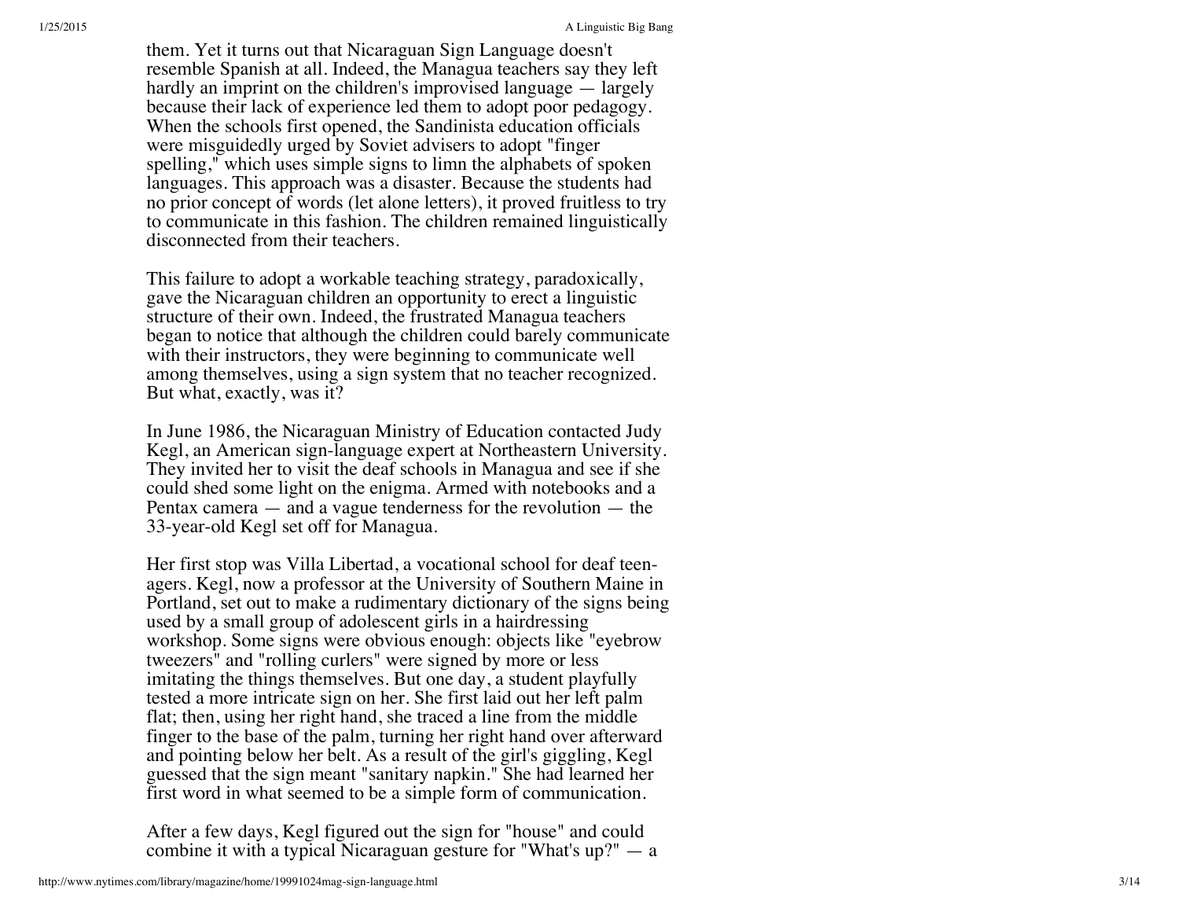them. Yet it turns out that Nicaraguan Sign Language doesn't resemble Spanish at all. Indeed, the Managua teachers say they left hardly an imprint on the children's improvised language — largely because their lack of experience led them to adopt poor pedagogy. When the schools first opened, the Sandinista education officials were misguidedly urged by Soviet advisers to adopt "finger spelling," which uses simple signs to limn the alphabets of spoken languages. This approach was a disaster. Because the students had no prior concept of words (let alone letters), it proved fruitless to try to communicate in this fashion. The children remained linguistically disconnected from their teachers.

This failure to adopt a workable teaching strategy, paradoxically, gave the Nicaraguan children an opportunity to erect a linguistic structure of their own. Indeed, the frustrated Managua teachers began to notice that although the children could barely communicate with their instructors, they were beginning to communicate well among themselves, using a sign system that no teacher recognized. But what, exactly, was it?

In June 1986, the Nicaraguan Ministry of Education contacted Judy Kegl, an American sign-language expert at Northeastern University. They invited her to visit the deaf schools in Managua and see if she could shed some light on the enigma. Armed with notebooks and a Pentax camera — and a vague tenderness for the revolution — the 33-year-old Kegl set off for Managua.

Her first stop was Villa Libertad, a vocational school for deaf teen-agers. Kegl, now a professor at the University of Southern Maine in Portland, set out to make a rudimentary dictionary of the signs being used by a small group of adolescent girls in a hairdressing workshop. Some signs were obvious enough: objects like "eyebrow tweezers" and "rolling curlers" were signed by more or less imitating the things themselves. But one day, a student playfully tested a more intricate sign on her. She first laid out her left palm flat; then, using her right hand, she traced a line from the middle finger to the base of the palm, turning her right hand over afterward and pointing below her belt. As a result of the girl's giggling, Kegl guessed that the sign meant "sanitary napkin." She had learned her first word in what seemed to be a simple form of communication.

After a few days, Kegl figured out the sign for "house" and could combine it with a typical Nicaraguan gesture for "What's up?" — a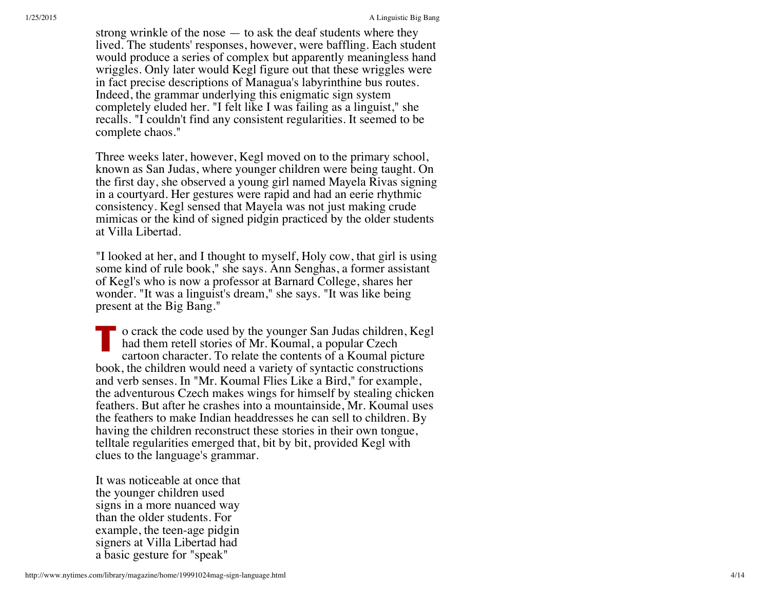strong wrinkle of the nose — to ask the deaf students where they lived. The students' responses, however, were baffling. Each student would produce a series of complex but apparently meaningless hand wriggles. Only later would Kegl figure out that these wriggles were in fact precise descriptions of Managua's labyrinthine bus routes. Indeed, the grammar underlying this enigmatic sign system completely eluded her. "I felt like I was failing as a linguist," she recalls. "I couldn't find any consistent regularities. It seemed to be complete chaos."

Three weeks later, however, Kegl moved on to the primary school, known as San Judas, where younger children were being taught. On the first day, she observed a young girl named Mayela Rivas signing in a courtyard. Her gestures were rapid and had an eerie rhythmic consistency. Kegl sensed that Mayela was not just making crude mimicas or the kind of signed pidgin practiced by the older students at Villa Libertad.

"I looked at her, and I thought to myself, Holy cow, that girl is using some kind of rule book," she says. Ann Senghas, a former assistant of Kegl's who is now a professor at Barnard College, shares her wonder. "It was a linguist's dream," she says. "It was like being present at the Big Bang."

To crack the code used by the younger San Judas children, Kegl had them retell stories of Mr. Koumal, a popular Czech cartoon character. To relate the contents of a Koumal picture book, the children would need a variety of syntactic constructions and verb senses. In "Mr. Koumal Flies Like a Bird," for example, the adventurous Czech makes wings for himself by stealing chicken feathers. But after he crashes into a mountainside, Mr. Koumal uses the feathers to make Indian headdresses he can sell to children. By having the children reconstruct these stories in their own tongue, telltale regularities emerged that, bit by bit, provided Kegl with clues to the language's grammar.

It was noticeable at once that the younger children used signs in a more nuanced way than the older students. For example, the teen-age pidgin signers at Villa Libertad had a basic gesture for "speak"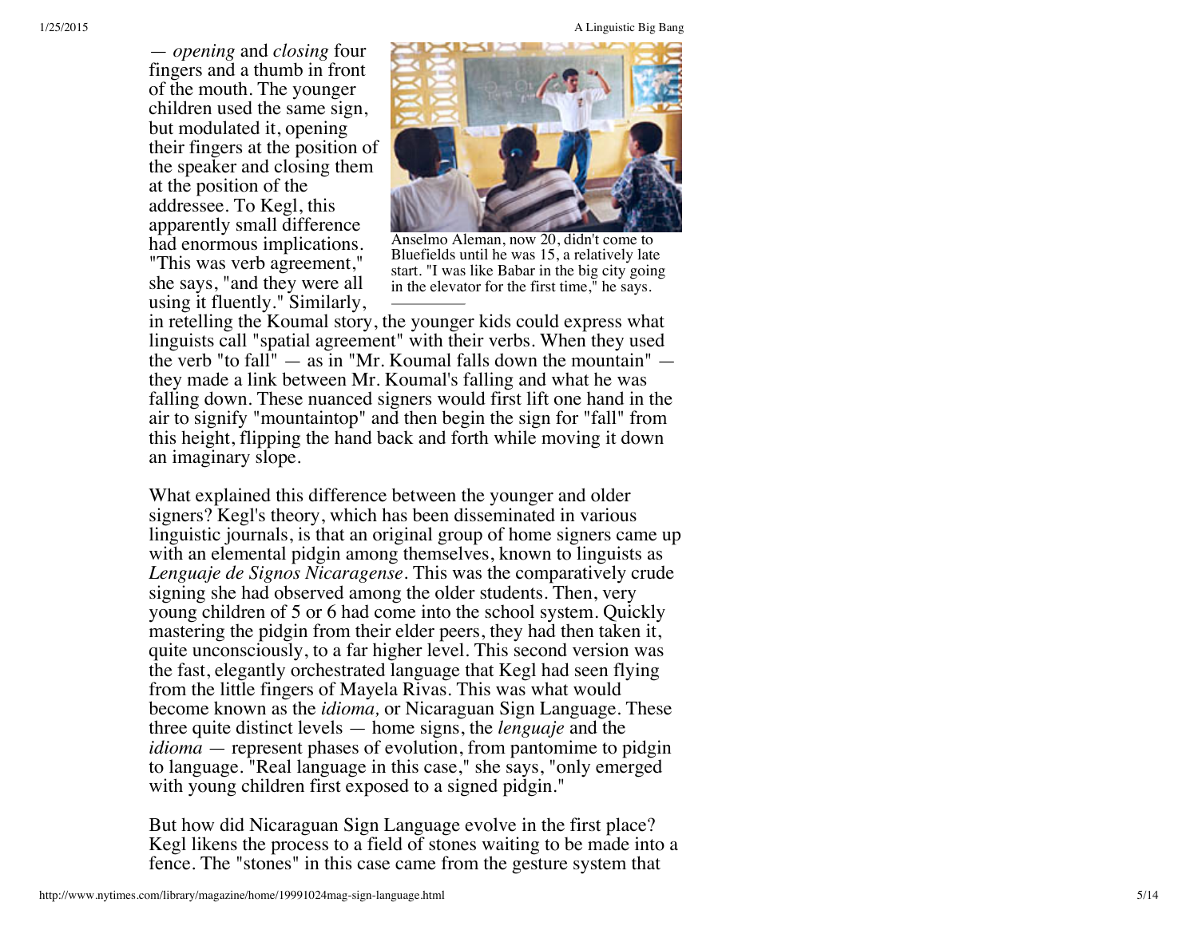— *opening* and *closing* four fingers and a thumb in front of the mouth. The younger children used the same sign, but modulated it, opening their fingers at the position of the speaker and closing them at the position of the addressee. To Kegl, this apparently small difference had enormous implications. "This was verb agreement," she says, "and they were all using it fluently." Similarly, in retelling the Koumal story, the younger kids could express what linguists call "spatial agreement" with their verbs. When they used the verb "to fall" — as in "Mr. Koumal falls down the mountain" — they made a link between Mr. Koumal's falling and what he was falling down. These nuanced signers would first lift one hand in the air to signify "mountaintop" and then begin the sign for "fall" from this height, flipping the hand back and forth while moving it down an imaginary slope.

Anselmo Aleman, now 20, didn't come to Bluefields until he was 15, a relatively late start. "I was like Babar in the big city going in the elevator for the first time," he says.

What explained this difference between the younger and older signers? Kegl's theory, which has been disseminated in various linguistic journals, is that an original group of home signers came up with an elemental pidgin among themselves, known to linguists as *Lenguaje de Signos Nicaragense*. This was the comparatively crude signing she had observed among the older students. Then, very young children of 5 or 6 had come into the school system. Quickly mastering the pidgin from their elder peers, they had then taken it, quite unconsciously, to a far higher level. This second version was the fast, elegantly orchestrated language that Kegl had seen flying from the little fingers of Mayela Rivas. This was what would become known as the *idioma,* or Nicaraguan Sign Language. These three quite distinct levels — home signs, the *lenguaje* and the *idioma* — represent phases of evolution, from pantomime to pidgin to language. "Real language in this case," she says, "only emerged with young children first exposed to a signed pidgin."

But how did Nicaraguan Sign Language evolve in the first place? Kegl likens the process to a field of stones waiting to be made into a fence. The "stones" in this case came from the gesture system that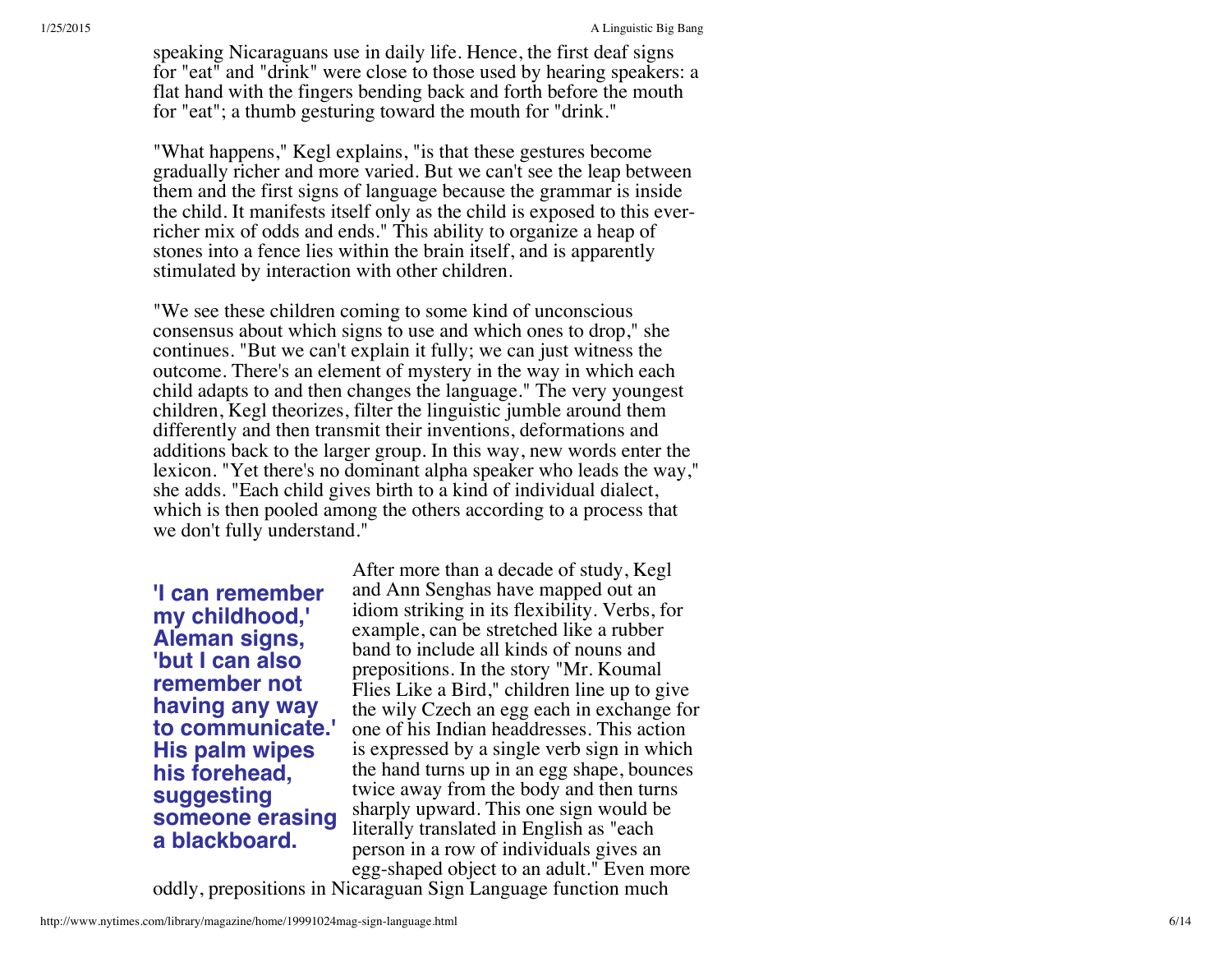speaking Nicaraguans use in daily life. Hence, the first deaf signs for "eat" and "drink" were close to those used by hearing speakers: a flat hand with the fingers bending back and forth before the mouth for "eat"; a thumb gesturing toward the mouth for "drink."

"What happens," Kegl explains, "is that these gestures become gradually richer and more varied. But we can't see the leap between them and the first signs of language because the grammar is inside the child. It manifests itself only as the child is exposed to this ever-richer mix of odds and ends." This ability to organize a heap of stones into a fence lies within the brain itself, and is apparently stimulated by interaction with other children.

"We see these children coming to some kind of unconscious consensus about which signs to use and which ones to drop," she continues. "But we can't explain it fully; we can just witness the outcome. There's an element of mystery in the way in which each child adapts to and then changes the language." The very youngest children, Kegl theorizes, filter the linguistic jumble around them differently and then transmit their inventions, deformations and additions back to the larger group. In this way, new words enter the lexicon. "Yet there's no dominant alpha speaker who leads the way," she adds. "Each child gives birth to a kind of individual dialect, which is then pooled among the others according to a process that we don't fully understand."

**'I can remember my childhood,' Aleman signs, 'but I can also remember not having any way to communicate.' His palm wipes his forehead, suggesting someone erasing a blackboard.**

After more than a decade of study, Kegl and Ann Senghas have mapped out an idiom striking in its flexibility. Verbs, for example, can be stretched like a rubber band to include all kinds of nouns and prepositions. In the story "Mr. Koumal Flies Like a Bird," children line up to give the wily Czech an egg each in exchange for one of his Indian headdresses. This action is expressed by a single verb sign in which the hand turns up in an egg shape, bounces twice away from the body and then turns sharply upward. This one sign would be literally translated in English as "each person in a row of individuals gives an egg-shaped object to an adult." Even more oddly, prepositions in Nicaraguan Sign Language function much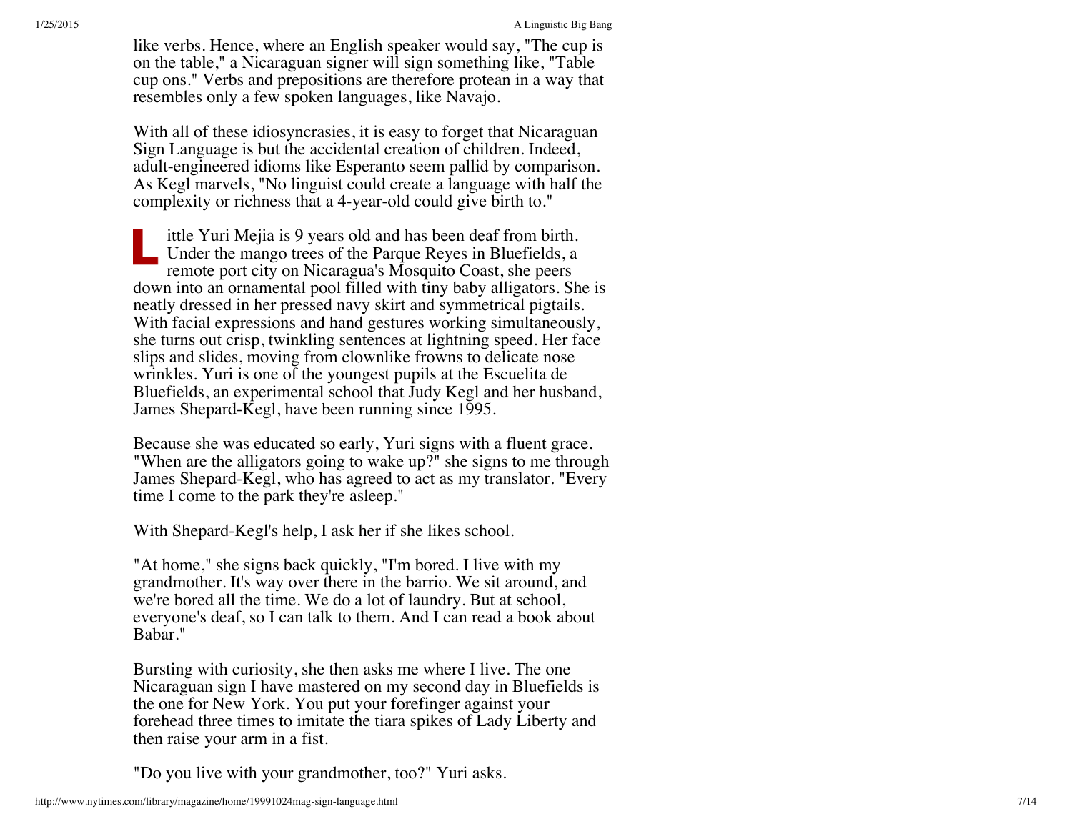like verbs. Hence, where an English speaker would say, "The cup is on the table," a Nicaraguan signer will sign something like, "Table cup ons." Verbs and prepositions are therefore protean in a way that resembles only a few spoken languages, like Navajo.

With all of these idiosyncrasies, it is easy to forget that Nicaraguan Sign Language is but the accidental creation of children. Indeed, adult-engineered idioms like Esperanto seem pallid by comparison. As Kegl marvels, "No linguist could create a language with half the complexity or richness that a 4-year-old could give birth to."

Little Yuri Mejia is 9 years old and has been deaf from birth. Under the mango trees of the Parque Reyes in Bluefields, a remote port city on Nicaragua's Mosquito Coast, she peers down into an ornamental pool filled with tiny baby alligators. She is neatly dressed in her pressed navy skirt and symmetrical pigtails. With facial expressions and hand gestures working simultaneously, she turns out crisp, twinkling sentences at lightning speed. Her face slips and slides, moving from clownlike frowns to delicate nose wrinkles. Yuri is one of the youngest pupils at the Escuelita de Bluefields, an experimental school that Judy Kegl and her husband, James Shepard-Kegl, have been running since 1995.

Because she was educated so early, Yuri signs with a fluent grace. "When are the alligators going to wake up?" she signs to me through James Shepard-Kegl, who has agreed to act as my translator. "Every time I come to the park they're asleep."

With Shepard-Kegl's help, I ask her if she likes school.

"At home," she signs back quickly, "I'm bored. I live with my grandmother. It's way over there in the barrio. We sit around, and we're bored all the time. We do a lot of laundry. But at school, everyone's deaf, so I can talk to them. And I can read a book about Babar."

Bursting with curiosity, she then asks me where I live. The one Nicaraguan sign I have mastered on my second day in Bluefields is the one for New York. You put your forefinger against your forehead three times to imitate the tiara spikes of Lady Liberty and then raise your arm in a fist.

"Do you live with your grandmother, too?" Yuri asks.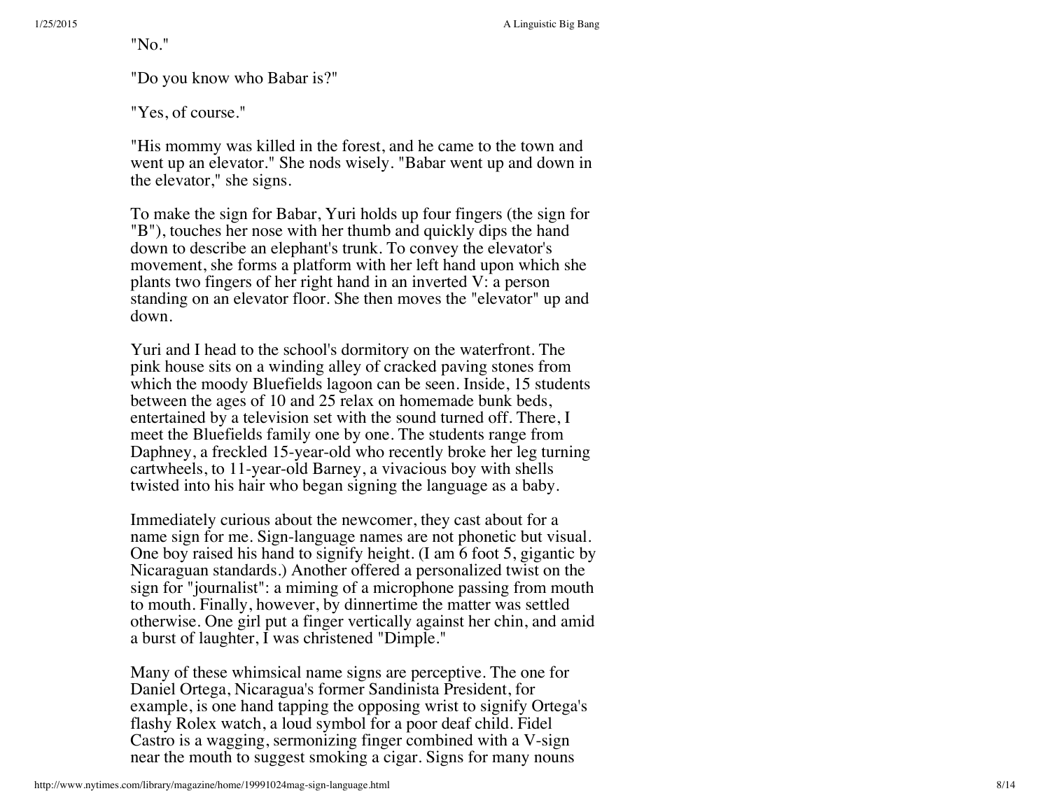"No."

"Do you know who Babar is?"

"Yes, of course."

"His mommy was killed in the forest, and he came to the town and went up an elevator." She nods wisely. "Babar went up and down in the elevator," she signs.

To make the sign for Babar, Yuri holds up four fingers (the sign for "B"), touches her nose with her thumb and quickly dips the hand down to describe an elephant's trunk. To convey the elevator's movement, she forms a platform with her left hand upon which she plants two fingers of her right hand in an inverted V: a person standing on an elevator floor. She then moves the "elevator" up and down.

Yuri and I head to the school's dormitory on the waterfront. The pink house sits on a winding alley of cracked paving stones from which the moody Bluefields lagoon can be seen. Inside, 15 students between the ages of 10 and 25 relax on homemade bunk beds, entertained by a television set with the sound turned off. There, I meet the Bluefields family one by one. The students range from Daphney, a freckled 15-year-old who recently broke her leg turning cartwheels, to 11-year-old Barney, a vivacious boy with shells twisted into his hair who began signing the language as a baby.

Immediately curious about the newcomer, they cast about for a name sign for me. Sign-language names are not phonetic but visual. One boy raised his hand to signify height. (I am 6 foot 5, gigantic by Nicaraguan standards.) Another offered a personalized twist on the sign for "journalist": a miming of a microphone passing from mouth to mouth. Finally, however, by dinnertime the matter was settled otherwise. One girl put a finger vertically against her chin, and amid a burst of laughter, I was christened "Dimple."

Many of these whimsical name signs are perceptive. The one for Daniel Ortega, Nicaragua's former Sandinista President, for example, is one hand tapping the opposing wrist to signify Ortega's flashy Rolex watch, a loud symbol for a poor deaf child. Fidel Castro is a wagging, sermonizing finger combined with a V-sign near the mouth to suggest smoking a cigar. Signs for many nouns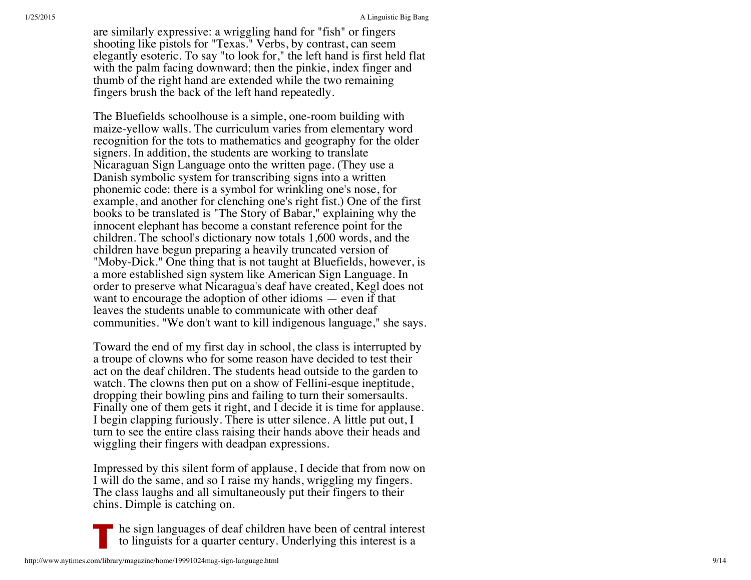are similarly expressive: a wriggling hand for "fish" or fingers shooting like pistols for "Texas." Verbs, by contrast, can seem elegantly esoteric. To say "to look for," the left hand is first held flat with the palm facing downward; then the pinkie, index finger and thumb of the right hand are extended while the two remaining fingers brush the back of the left hand repeatedly.

The Bluefields schoolhouse is a simple, one-room building with maize-yellow walls. The curriculum varies from elementary word recognition for the tots to mathematics and geography for the older signers. In addition, the students are working to translate Nicaraguan Sign Language onto the written page. (They use a Danish symbolic system for transcribing signs into a written phonemic code: there is a symbol for wrinkling one's nose, for example, and another for clenching one's right fist.) One of the first books to be translated is "The Story of Babar," explaining why the innocent elephant has become a constant reference point for the children. The school's dictionary now totals 1,600 words, and the children have begun preparing a heavily truncated version of "Moby-Dick." One thing that is not taught at Bluefields, however, is a more established sign system like American Sign Language. In order to preserve what Nicaragua's deaf have created, Kegl does not want to encourage the adoption of other idioms — even if that leaves the students unable to communicate with other deaf communities. "We don't want to kill indigenous language," she says.

Toward the end of my first day in school, the class is interrupted by a troupe of clowns who for some reason have decided to test their act on the deaf children. The students head outside to the garden to watch. The clowns then put on a show of Fellini-esque ineptitude, dropping their bowling pins and failing to turn their somersaults. Finally one of them gets it right, and I decide it is time for applause. I begin clapping furiously. There is utter silence. A little put out, I turn to see the entire class raising their hands above their heads and wiggling their fingers with deadpan expressions.

Impressed by this silent form of applause, I decide that from now on I will do the same, and so I raise my hands, wriggling my fingers. The class laughs and all simultaneously put their fingers to their chins. Dimple is catching on.

The sign languages of deaf children have been of central interest to linguists for a quarter century. Underlying this interest is a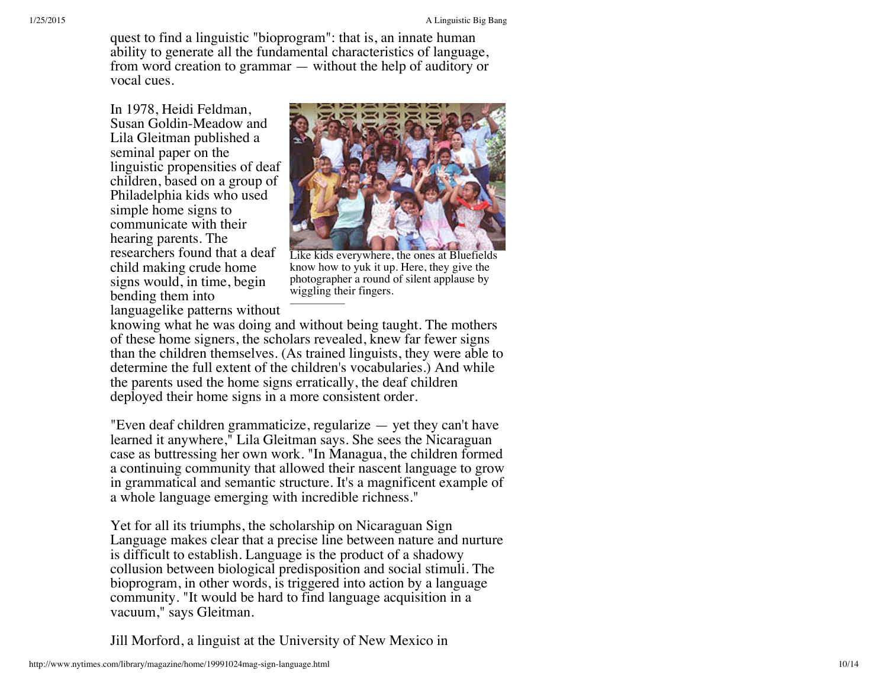quest to find a linguistic "bioprogram": that is, an innate human ability to generate all the fundamental characteristics of language, from word creation to grammar — without the help of auditory or vocal cues.

In 1978, Heidi Feldman, Susan Goldin-Meadow and Lila Gleitman published a seminal paper on the linguistic propensities of deaf children, based on a group of Philadelphia kids who used simple home signs to communicate with their hearing parents. The researchers found that a deaf child making crude home signs would, in time, begin bending them into languagelike patterns without knowing what he was doing and without being taught. The mothers of these home signers, the scholars revealed, knew far fewer signs than the children themselves. (As trained linguists, they were able to determine the full extent of the children's vocabularies.) And while the parents used the home signs erratically, the deaf children deployed their home signs in a more consistent order.

Like kids everywhere, the ones at Bluefields know how to yuk it up. Here, they give the photographer a round of silent applause by wiggling their fingers.

"Even deaf children grammaticize, regularize — yet they can't have learned it anywhere," Lila Gleitman says. She sees the Nicaraguan case as buttressing her own work. "In Managua, the children formed a continuing community that allowed their nascent language to grow in grammatical and semantic structure. It's a magnificent example of a whole language emerging with incredible richness."

Yet for all its triumphs, the scholarship on Nicaraguan Sign Language makes clear that a precise line between nature and nurture is difficult to establish. Language is the product of a shadowy collusion between biological predisposition and social stimuli. The bioprogram, in other words, is triggered into action by a language community. "It would be hard to find language acquisition in a vacuum," says Gleitman.

Jill Morford, a linguist at the University of New Mexico in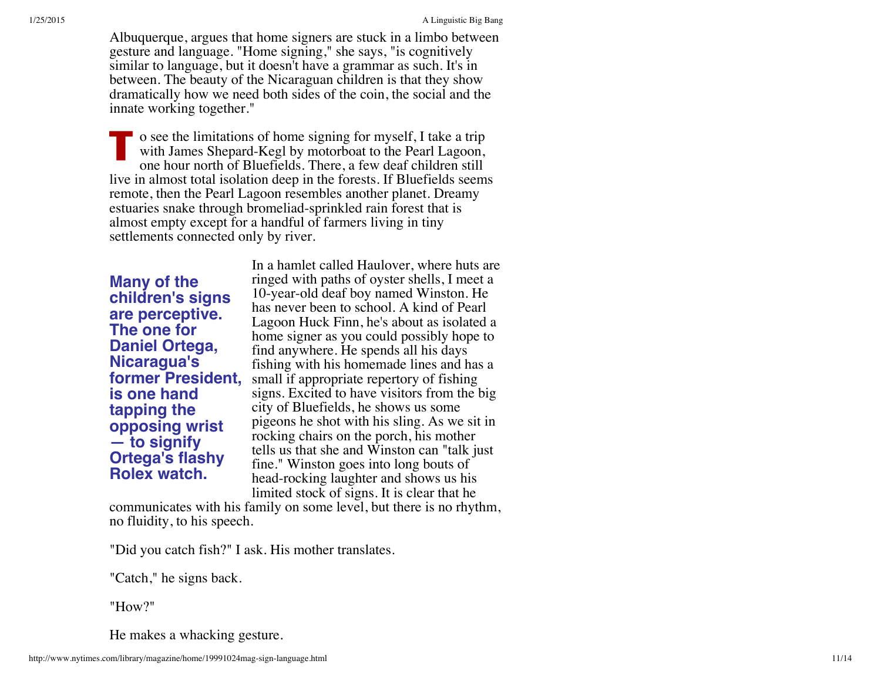Albuquerque, argues that home signers are stuck in a limbo between gesture and language. "Home signing," she says, "is cognitively similar to language, but it doesn't have a grammar as such. It's in between. The beauty of the Nicaraguan children is that they show dramatically how we need both sides of the coin, the social and the innate working together."

To see the limitations of home signing for myself, I take a trip with James Shepard-Kegl by motorboat to the Pearl Lagoon, one hour north of Bluefields. There, a few deaf children still live in almost total isolation deep in the forests. If Bluefields seems remote, then the Pearl Lagoon resembles another planet. Dreamy estuaries snake through bromeliad-sprinkled rain forest that is almost empty except for a handful of farmers living in tiny settlements connected only by river.

**Many of the children's signs are perceptive. The one for Daniel Ortega, Nicaragua's former President, is one hand tapping the opposing wrist — to signify Ortega's flashy Rolex watch.**

In a hamlet called Haulover, where huts are ringed with paths of oyster shells, I meet a 10-year-old deaf boy named Winston. He has never been to school. A kind of Pearl Lagoon Huck Finn, he's about as isolated a home signer as you could possibly hope to find anywhere. He spends all his days fishing with his homemade lines and has a small if appropriate repertory of fishing signs. Excited to have visitors from the big city of Bluefields, he shows us some pigeons he shot with his sling. As we sit in rocking chairs on the porch, his mother tells us that she and Winston can "talk just fine." Winston goes into long bouts of head-rocking laughter and shows us his limited stock of signs. It is clear that he communicates with his family on some level, but there is no rhythm, no fluidity, to his speech.

"Did you catch fish?" I ask. His mother translates.

"Catch," he signs back.

"How?"

He makes a whacking gesture.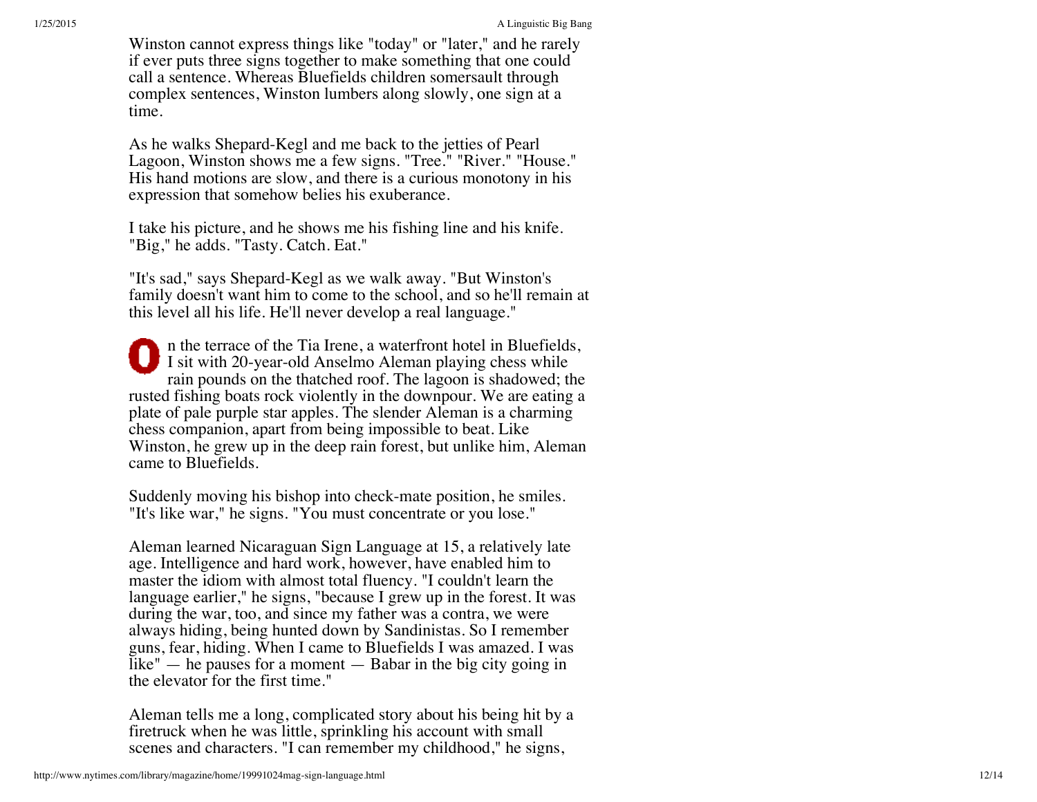Winston cannot express things like "today" or "later," and he rarely if ever puts three signs together to make something that one could call a sentence. Whereas Bluefields children somersault through complex sentences, Winston lumbers along slowly, one sign at a time.

As he walks Shepard-Kegl and me back to the jetties of Pearl Lagoon, Winston shows me a few signs. "Tree." "River." "House." His hand motions are slow, and there is a curious monotony in his expression that somehow belies his exuberance.

I take his picture, and he shows me his fishing line and his knife. "Big," he adds. "Tasty. Catch. Eat."

"It's sad," says Shepard-Kegl as we walk away. "But Winston's family doesn't want him to come to the school, and so he'll remain at this level all his life. He'll never develop a real language."

On the terrace of the Tia Irene, a waterfront hotel in Bluefields, I sit with 20-year-old Anselmo Aleman playing chess while rain pounds on the thatched roof. The lagoon is shadowed; the rusted fishing boats rock violently in the downpour. We are eating a plate of pale purple star apples. The slender Aleman is a charming chess companion, apart from being impossible to beat. Like Winston, he grew up in the deep rain forest, but unlike him, Aleman came to Bluefields.

Suddenly moving his bishop into check-mate position, he smiles. "It's like war," he signs. "You must concentrate or you lose."

Aleman learned Nicaraguan Sign Language at 15, a relatively late age. Intelligence and hard work, however, have enabled him to master the idiom with almost total fluency. "I couldn't learn the language earlier," he signs, "because I grew up in the forest. It was during the war, too, and since my father was a contra, we were always hiding, being hunted down by Sandinistas. So I remember guns, fear, hiding. When I came to Bluefields I was amazed. I was like" — he pauses for a moment — Babar in the big city going in the elevator for the first time."

Aleman tells me a long, complicated story about his being hit by a firetruck when he was little, sprinkling his account with small scenes and characters. "I can remember my childhood," he signs,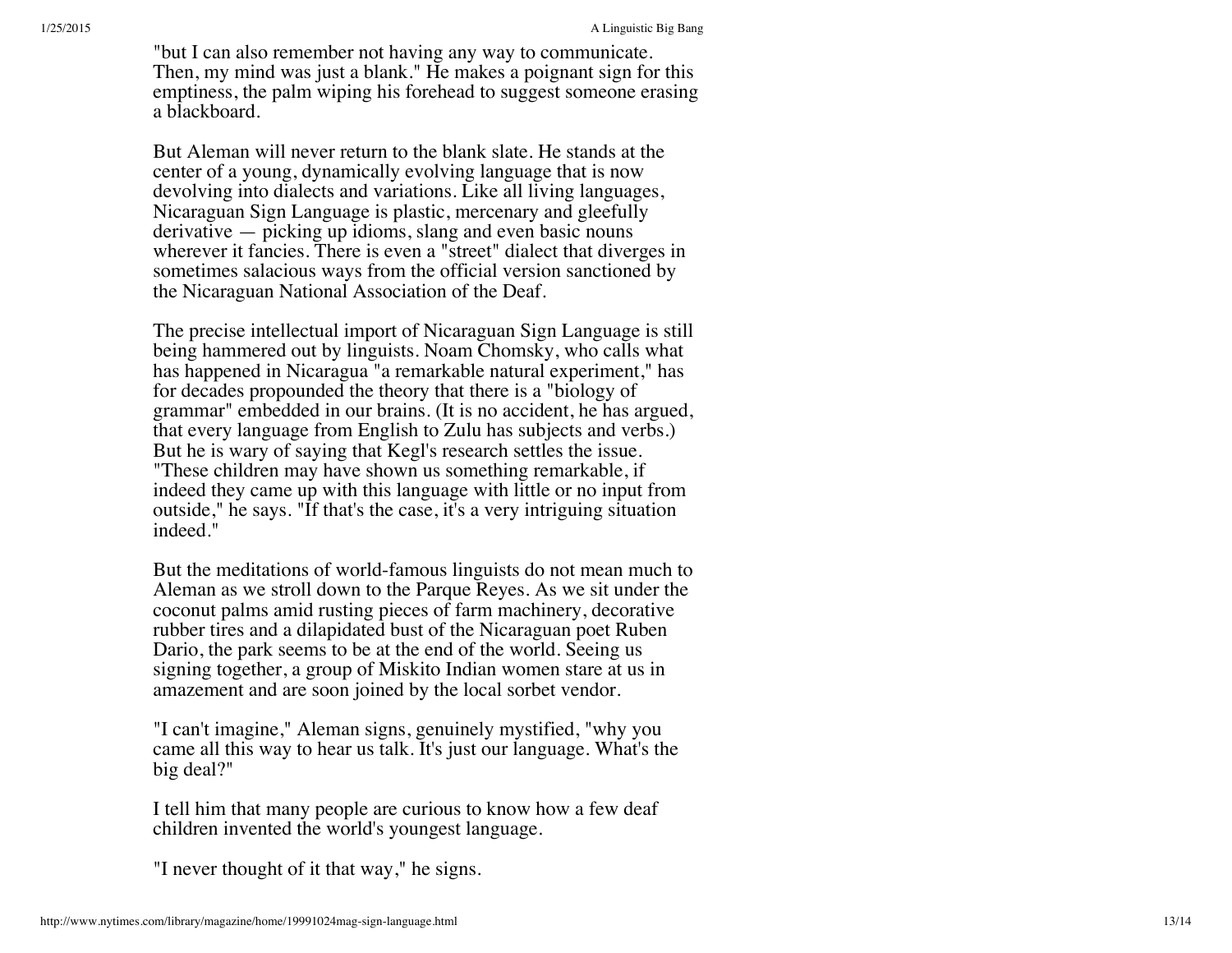"but I can also remember not having any way to communicate. Then, my mind was just a blank." He makes a poignant sign for this emptiness, the palm wiping his forehead to suggest someone erasing a blackboard.

But Aleman will never return to the blank slate. He stands at the center of a young, dynamically evolving language that is now devolving into dialects and variations. Like all living languages, Nicaraguan Sign Language is plastic, mercenary and gleefully derivative — picking up idioms, slang and even basic nouns wherever it fancies. There is even a "street" dialect that diverges in sometimes salacious ways from the official version sanctioned by the Nicaraguan National Association of the Deaf.

The precise intellectual import of Nicaraguan Sign Language is still being hammered out by linguists. Noam Chomsky, who calls what has happened in Nicaragua "a remarkable natural experiment," has for decades propounded the theory that there is a "biology of grammar" embedded in our brains. (It is no accident, he has argued, that every language from English to Zulu has subjects and verbs.) But he is wary of saying that Kegl's research settles the issue. "These children may have shown us something remarkable, if indeed they came up with this language with little or no input from outside," he says. "If that's the case, it's a very intriguing situation indeed."

But the meditations of world-famous linguists do not mean much to Aleman as we stroll down to the Parque Reyes. As we sit under the coconut palms amid rusting pieces of farm machinery, decorative rubber tires and a dilapidated bust of the Nicaraguan poet Ruben Dario, the park seems to be at the end of the world. Seeing us signing together, a group of Miskito Indian women stare at us in amazement and are soon joined by the local sorbet vendor.

"I can't imagine," Aleman signs, genuinely mystified, "why you came all this way to hear us talk. It's just our language. What's the big deal?"

I tell him that many people are curious to know how a few deaf children invented the world's youngest language.

"I never thought of it that way," he signs.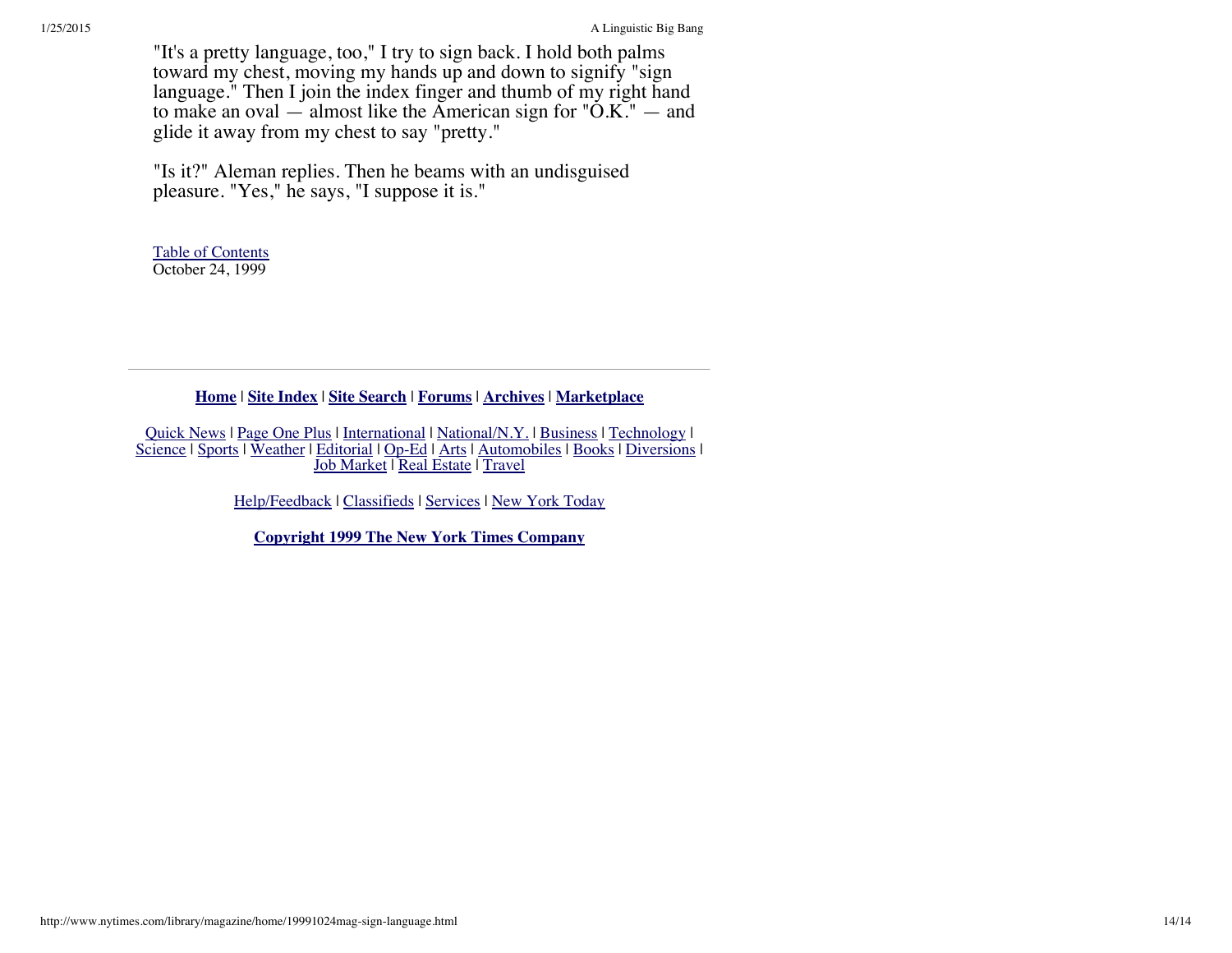"It's a pretty language, too," I try to sign back. I hold both palms toward my chest, moving my hands up and down to signify "sign language." Then I join the index finger and thumb of my right hand to make an oval — almost like the American sign for "O.K." — and glide it away from my chest to say "pretty."

"Is it?" Aleman replies. Then he beams with an undisguised pleasure. "Yes," he says, "I suppose it is."

Table of Contents
October 24, 1999

---

**Home** | **Site Index** | **Site Search** | **Forums** | **Archives** | **Marketplace**

Quick News | Page One Plus | International | National/N.Y. | Business | Technology | Science | Sports | Weather | Editorial | Op-Ed | Arts | Automobiles | Books | Diversions | Job Market | Real Estate | Travel

Help/Feedback | Classifieds | Services | New York Today

**Copyright 1999 The New York Times Company**